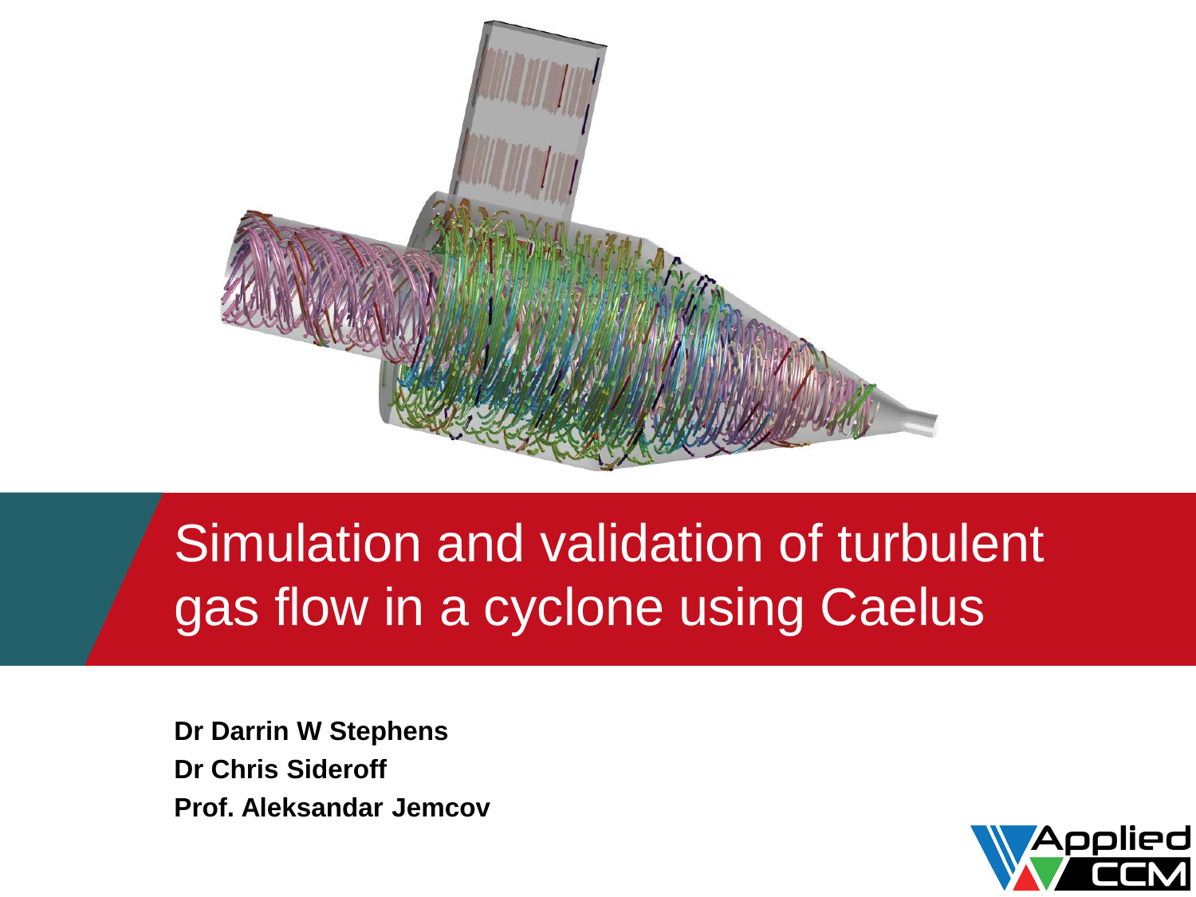# Simulation and validation of turbulent gas flow in a cyclone using Caelus

**Dr Darrin W Stephens**
**Dr Chris Sideroff**
**Prof. Aleksandar Jemcov**

Applied CCM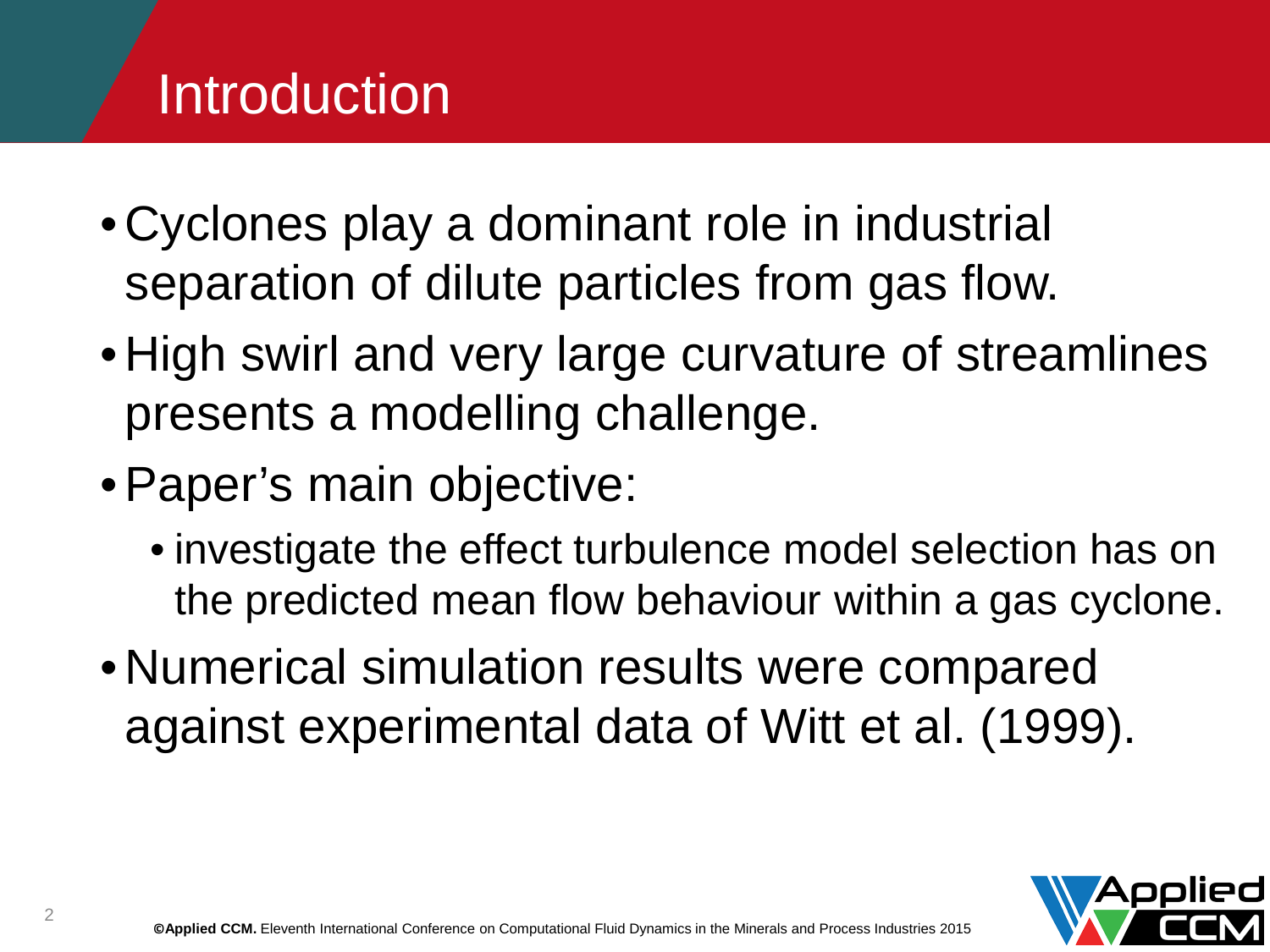# Introduction

- Cyclones play a dominant role in industrial separation of dilute particles from gas flow.
- High swirl and very large curvature of streamlines presents a modelling challenge.
- Paper's main objective:
  - investigate the effect turbulence model selection has on the predicted mean flow behaviour within a gas cyclone.
- Numerical simulation results were compared against experimental data of Witt et al. (1999).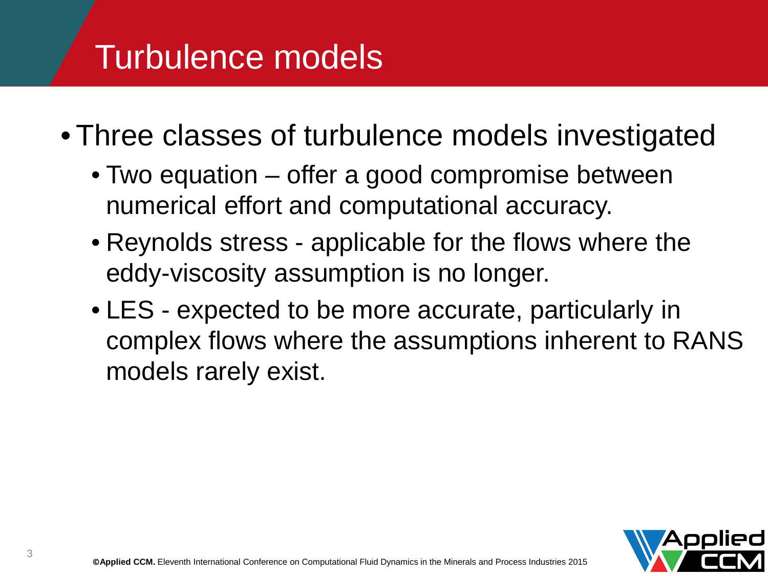# Turbulence models

- Three classes of turbulence models investigated
  - Two equation – offer a good compromise between numerical effort and computational accuracy.
  - Reynolds stress - applicable for the flows where the eddy-viscosity assumption is no longer.
  - LES - expected to be more accurate, particularly in complex flows where the assumptions inherent to RANS models rarely exist.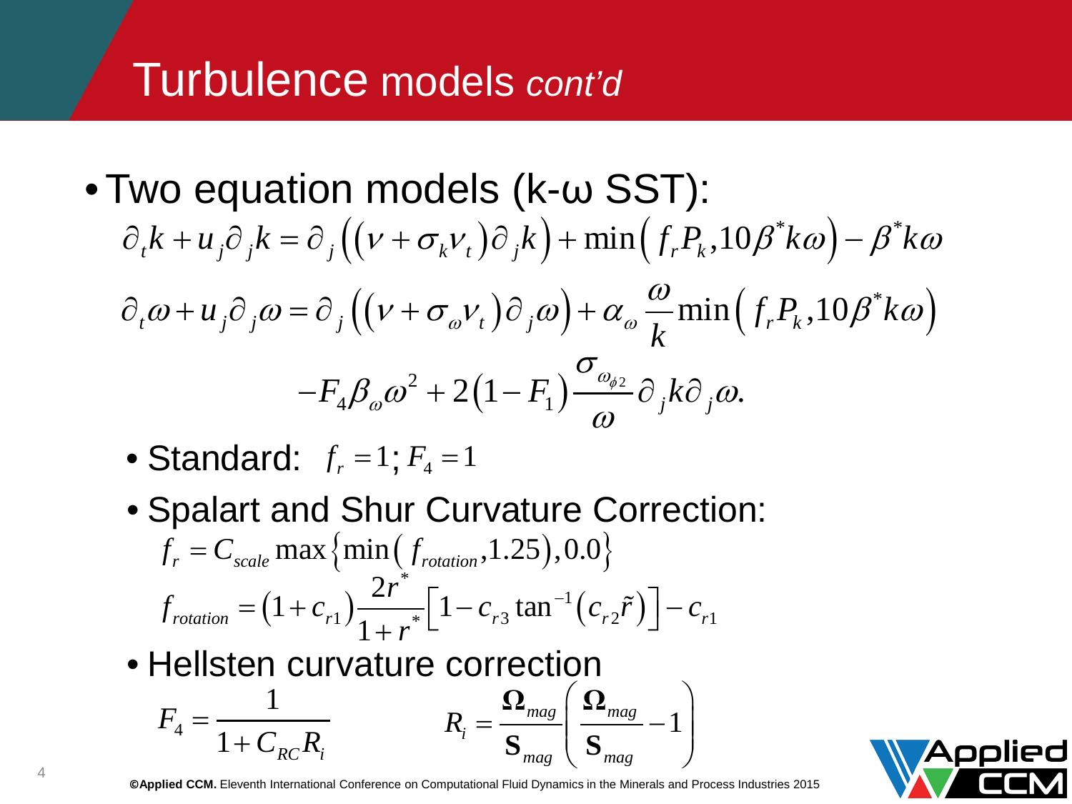# Turbulence models *cont'd*

- Two equation models (k-ω SST):

$$\partial_t k + u_j \partial_j k = \partial_j \left( \left( \nu + \sigma_k \nu_t \right) \partial_j k \right) + \min\left( f_r P_k, 10\beta^* k\omega \right) - \beta^* k\omega$$

$$\partial_t \omega + u_j \partial_j \omega = \partial_j \left( \left( \nu + \sigma_\omega \nu_t \right) \partial_j \omega \right) + \alpha_\omega \frac{\omega}{k} \min\left( f_r P_k, 10\beta^* k\omega \right)$$

$$- F_4 \beta_\omega \omega^2 + 2\left( 1 - F_1 \right) \frac{\sigma_{\omega_{\phi 2}}}{\omega} \partial_j k \partial_j \omega.$$

  - Standard: $f_r = 1; F_4 = 1$
  - Spalart and Shur Curvature Correction:

$$f_r = C_{scale} \max\left\{ \min\left( f_{rotation}, 1.25 \right), 0.0 \right\}$$

$$f_{rotation} = \left( 1 + c_{r1} \right) \frac{2r^*}{1 + r^*} \left[ 1 - c_{r3} \tan^{-1}\left( c_{r2} \tilde{r} \right) \right] - c_{r1}$$

  - Hellsten curvature correction

$$F_4 = \frac{1}{1 + C_{RC} R_i} \qquad R_i = \frac{\mathbf{\Omega}_{mag}}{\mathbf{S}_{mag}} \left( \frac{\mathbf{\Omega}_{mag}}{\mathbf{S}_{mag}} - 1 \right)$$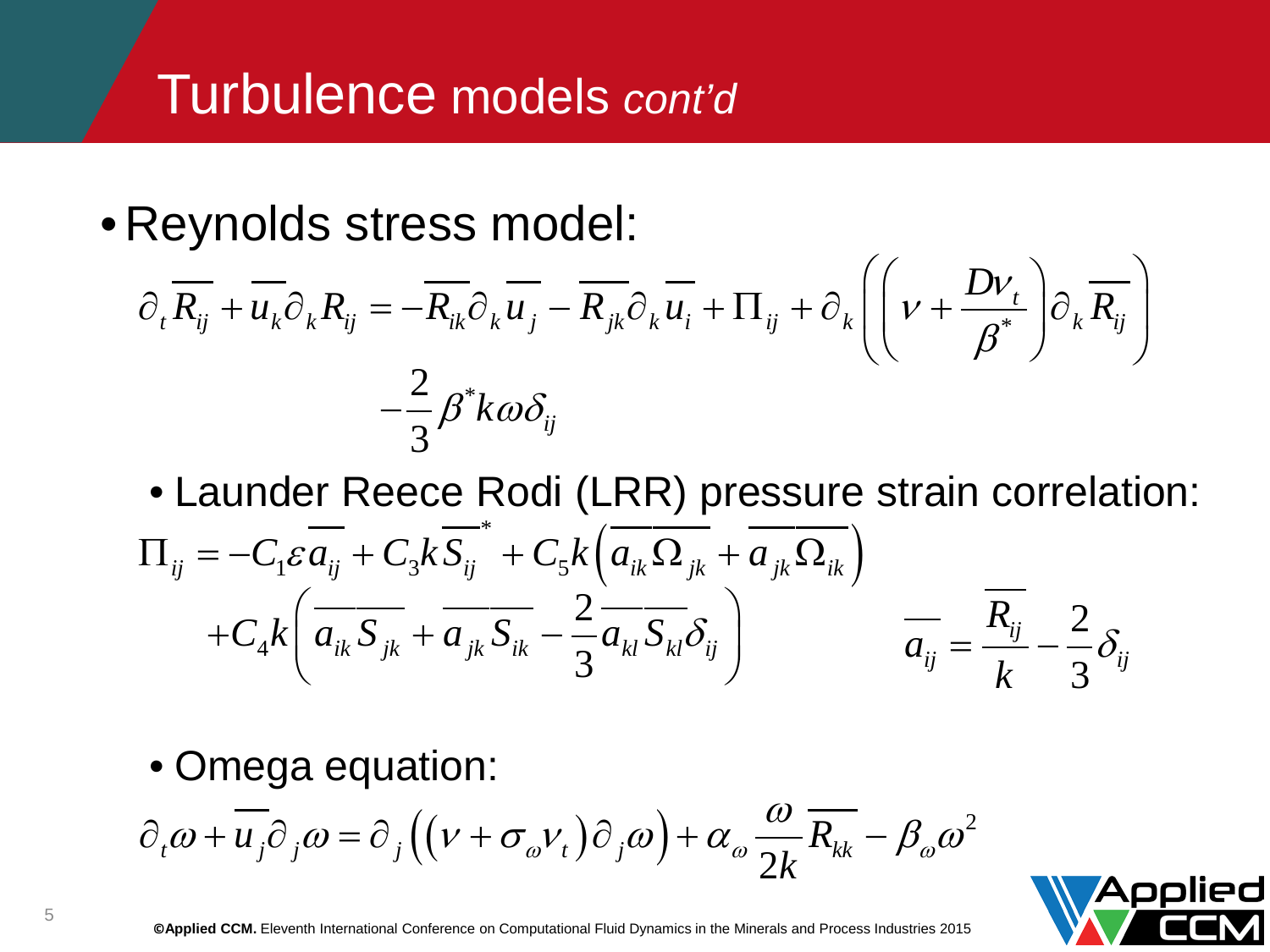# Turbulence models *cont'd*

- Reynolds stress model:

$$\partial_t \overline{R_{ij}} + \overline{u_k} \partial_k R_{ij} = -\overline{R_{ik}} \partial_k \overline{u_j} - \overline{R_{jk}} \partial_k \overline{u_i} + \Pi_{ij} + \partial_k \left( \left( \nu + \frac{D\nu_t}{\beta^*} \right) \partial_k \overline{R_{ij}} \right) - \frac{2}{3} \beta^* k \omega \delta_{ij}$$

  - Launder Reece Rodi (LRR) pressure strain correlation:

$$\Pi_{ij} = -C_1 \varepsilon \overline{a_{ij}} + C_3 k \overline{S_{ij}}^* + C_5 k \left( \overline{a_{ik}} \overline{\Omega_{jk}} + \overline{a_{jk}} \overline{\Omega_{ik}} \right) + C_4 k \left( \overline{a_{ik}} \overline{S_{jk}} + \overline{a_{jk}} \overline{S_{ik}} - \frac{2}{3} \overline{a_{kl}} \overline{S_{kl}} \delta_{ij} \right)$$

$$\overline{a_{ij}} = \frac{\overline{R_{ij}}}{k} - \frac{2}{3} \delta_{ij}$$

  - Omega equation:

$$\partial_t \omega + \overline{u_j} \partial_j \omega = \partial_j \left( \left( \nu + \sigma_\omega \nu_t \right) \partial_j \omega \right) + \alpha_\omega \frac{\omega}{2k} \overline{R_{kk}} - \beta_\omega \omega^2$$

**©Applied CCM.** Eleventh International Conference on Computational Fluid Dynamics in the Minerals and Process Industries 2015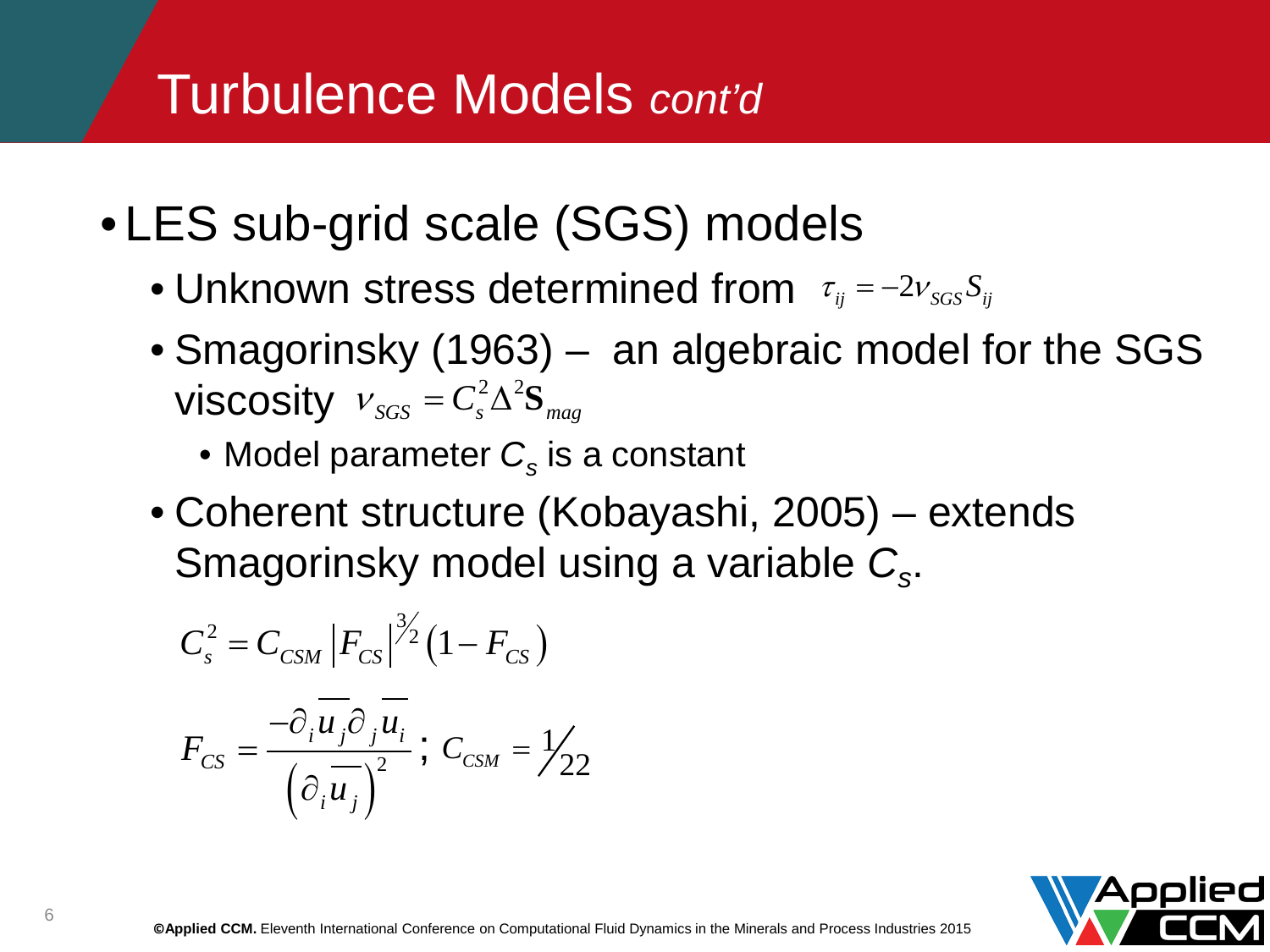# Turbulence Models *cont'd*

- LES sub-grid scale (SGS) models
  - Unknown stress determined from $\tau_{ij} = -2\nu_{SGS} S_{ij}$
  - Smagorinsky (1963) – an algebraic model for the SGS viscosity $\nu_{SGS} = C_s^2 \Delta^2 \mathbf{S}_{mag}$
    - Model parameter $C_s$ is a constant
  - Coherent structure (Kobayashi, 2005) – extends Smagorinsky model using a variable $C_s$.

$$C_s^2 = C_{CSM} \left| F_{CS} \right|^{3/2} \left( 1 - F_{CS} \right)$$

$$F_{CS} = \frac{-\partial_i \overline{u}_j \partial_j \overline{u}_i}{\left( \partial_i \overline{u}_j \right)^2} ; \; C_{CSM} = 1/22$$

**©Applied CCM.** Eleventh International Conference on Computational Fluid Dynamics in the Minerals and Process Industries 2015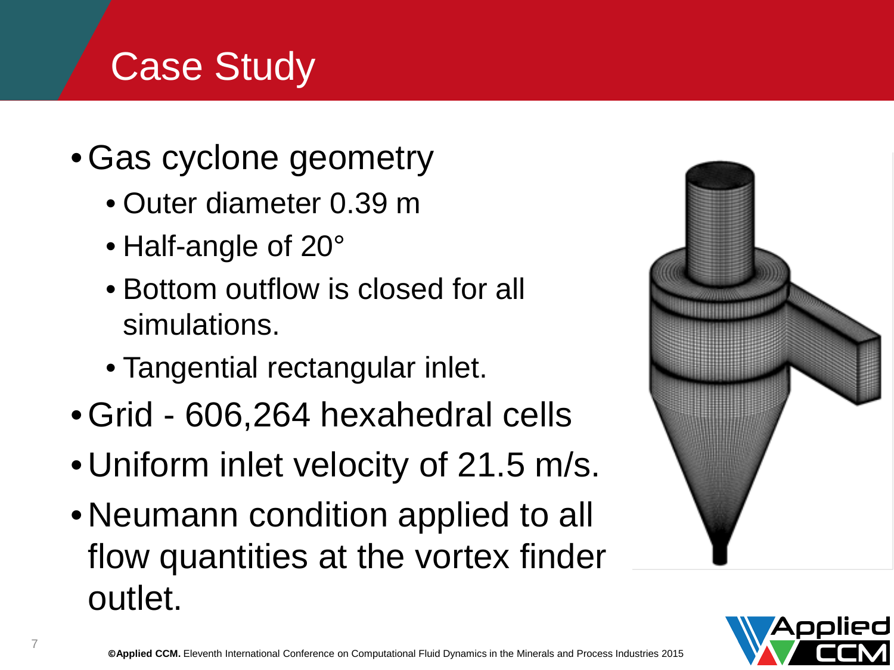# Case Study

- Gas cyclone geometry
  - Outer diameter 0.39 m
  - Half-angle of 20°
  - Bottom outflow is closed for all simulations.
  - Tangential rectangular inlet.
- Grid - 606,264 hexahedral cells
- Uniform inlet velocity of 21.5 m/s.
- Neumann condition applied to all flow quantities at the vortex finder outlet.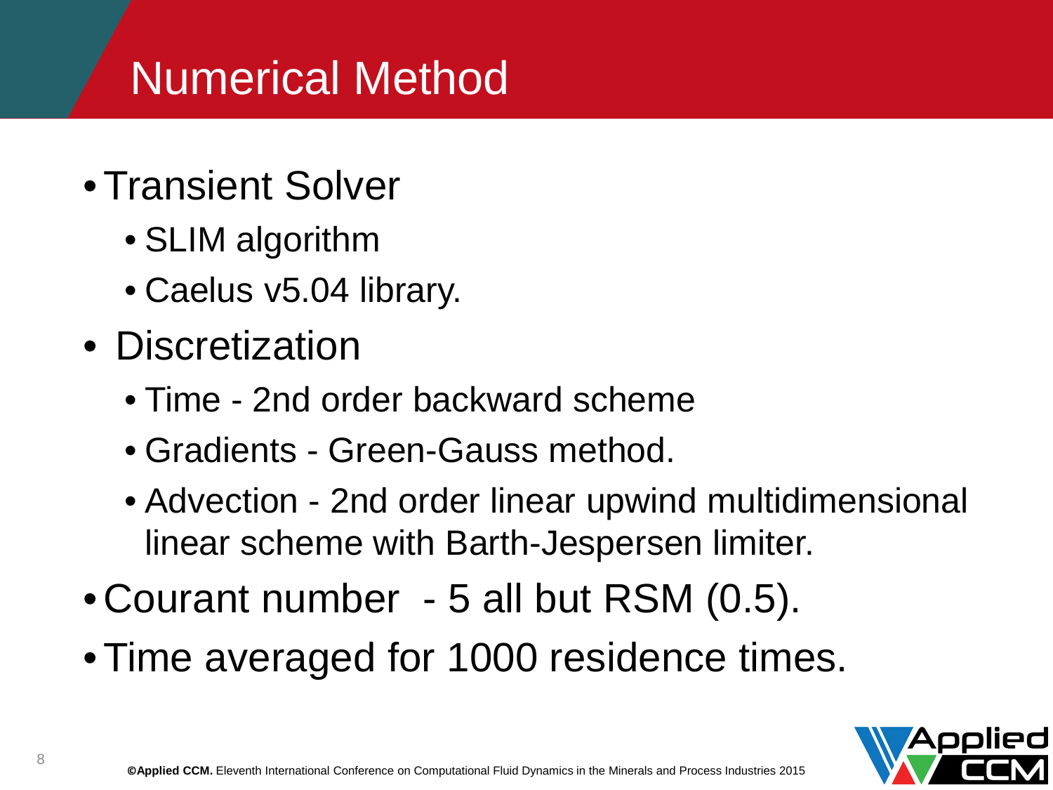# Numerical Method

- Transient Solver
  - SLIM algorithm
  - Caelus v5.04 library.
- Discretization
  - Time - 2nd order backward scheme
  - Gradients - Green-Gauss method.
  - Advection - 2nd order linear upwind multidimensional linear scheme with Barth-Jespersen limiter.
- Courant number - 5 all but RSM (0.5).
- Time averaged for 1000 residence times.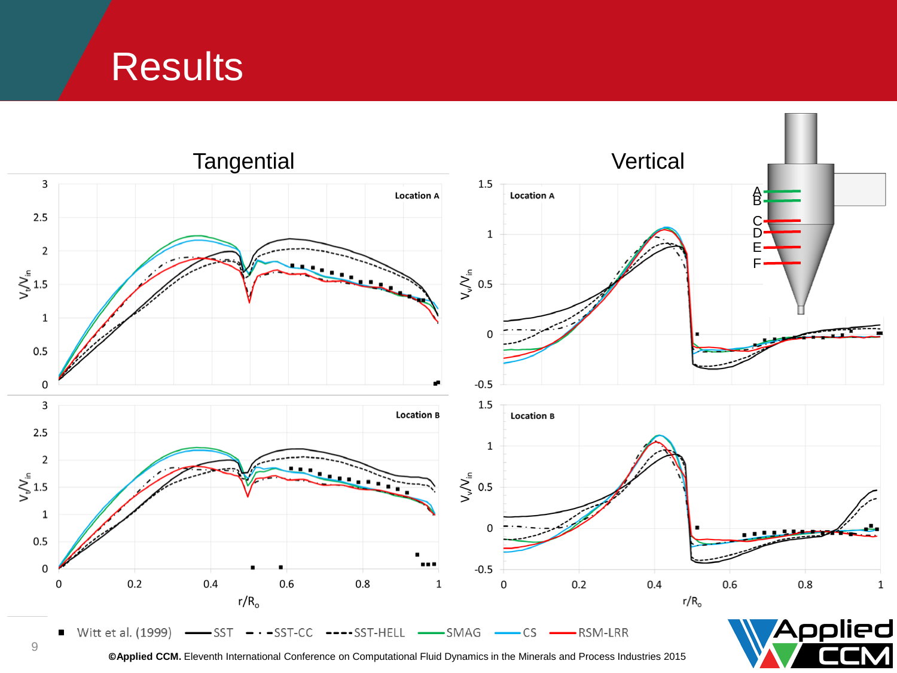# Results

## Tangential

## Vertical

Location A

Location B

A
B
C
D
E
F

$V_t/V_{in}$

$V_v/V_{in}$

$r/R_o$

■ Witt et al. (1999) —SST -·-SST-CC ---SST-HELL —SMAG —CS —RSM-LRR

**©Applied CCM.** Eleventh International Conference on Computational Fluid Dynamics in the Minerals and Process Industries 2015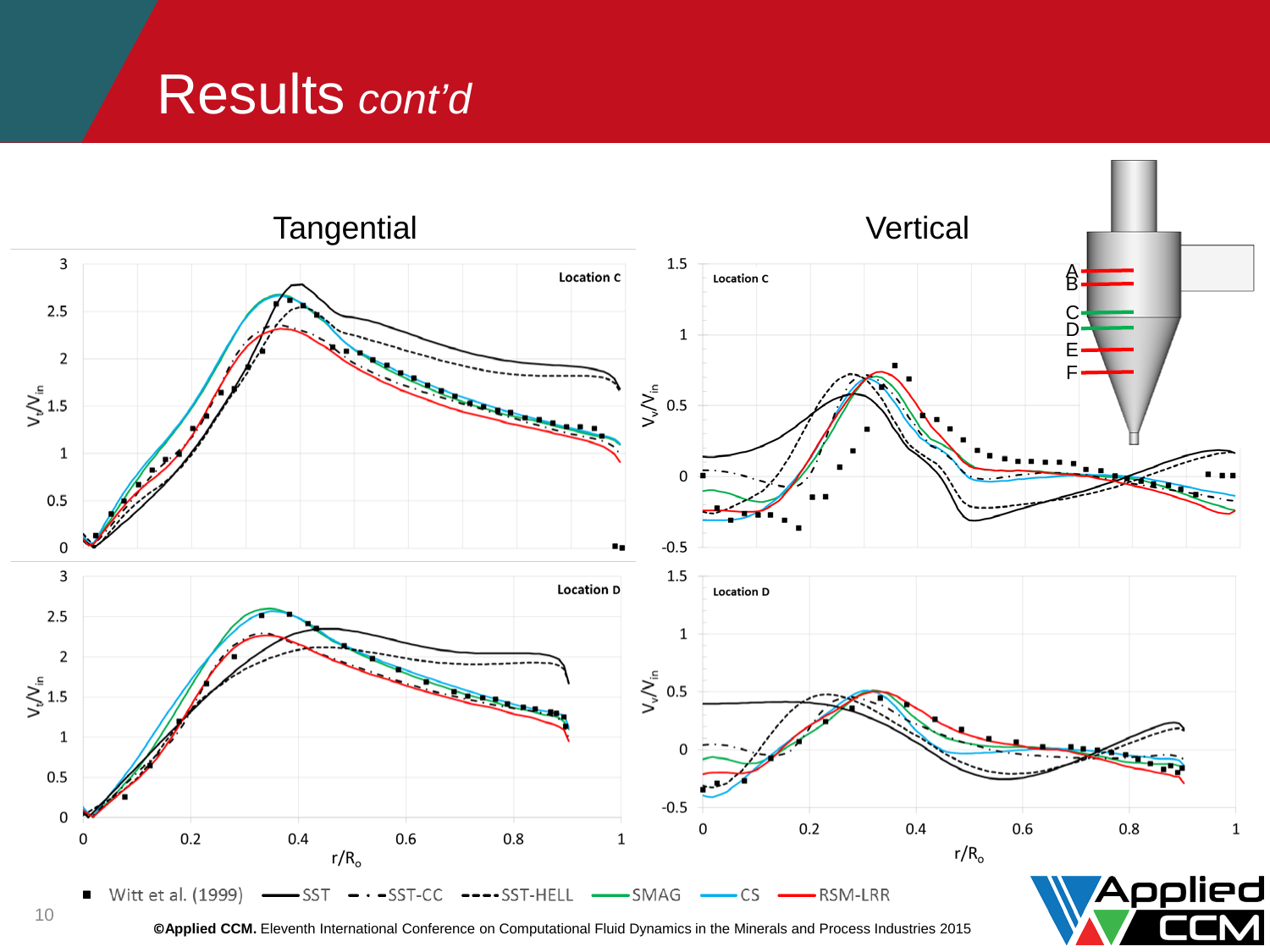# Results *cont'd*

## Tangential

## Vertical

Location C

Location D

Witt et al. (1999) — SST — SST-CC — SST-HELL — SMAG — CS — RSM-LRR

**©Applied CCM.** Eleventh International Conference on Computational Fluid Dynamics in the Minerals and Process Industries 2015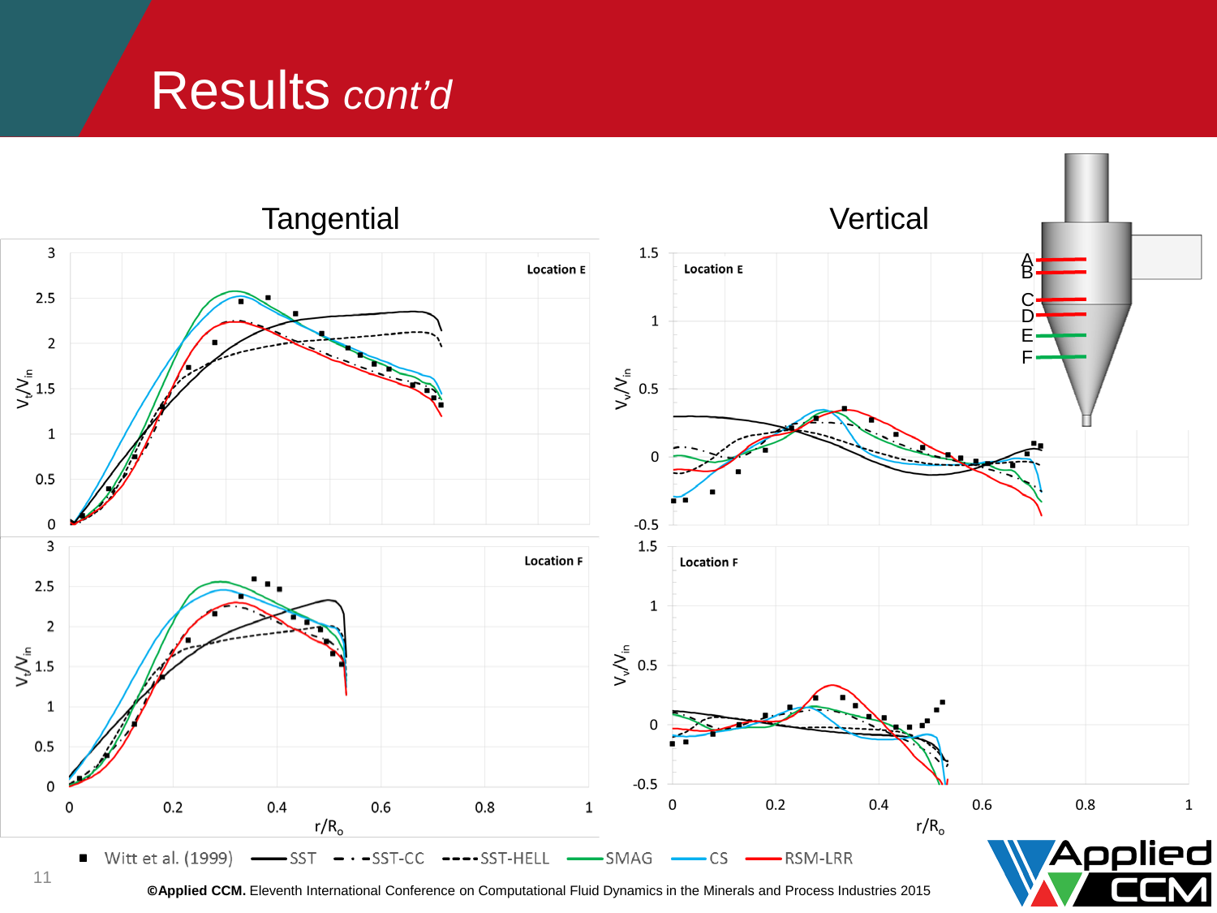# Results *cont'd*

## Tangential

Location E

Location F

$V_t/V_{in}$

## Vertical

Location E

Location F

$V_v/V_{in}$

$r/R_o$

A B C D E F

■ Witt et al. (1999) —— SST - · - SST-CC ---- SST-HELL —— SMAG —— CS —— RSM-LRR

**©Applied CCM.** Eleventh International Conference on Computational Fluid Dynamics in the Minerals and Process Industries 2015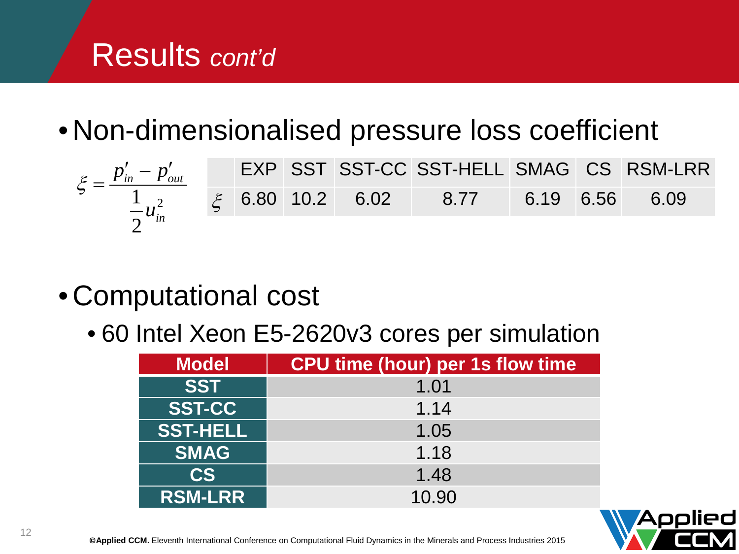# Results *cont'd*

- Non-dimensionalised pressure loss coefficient

$$\xi = \frac{p'_{in} - p'_{out}}{\frac{1}{2} u_{in}^2}$$

| | EXP | SST | SST-CC | SST-HELL | SMAG | CS | RSM-LRR |
|---|---|---|---|---|---|---|---|
| $\xi$ | 6.80 | 10.2 | 6.02 | 8.77 | 6.19 | 6.56 | 6.09 |

- Computational cost
  - 60 Intel Xeon E5-2620v3 cores per simulation

| Model | CPU time (hour) per 1s flow time |
|---|---|
| SST | 1.01 |
| SST-CC | 1.14 |
| SST-HELL | 1.05 |
| SMAG | 1.18 |
| CS | 1.48 |
| RSM-LRR | 10.90 |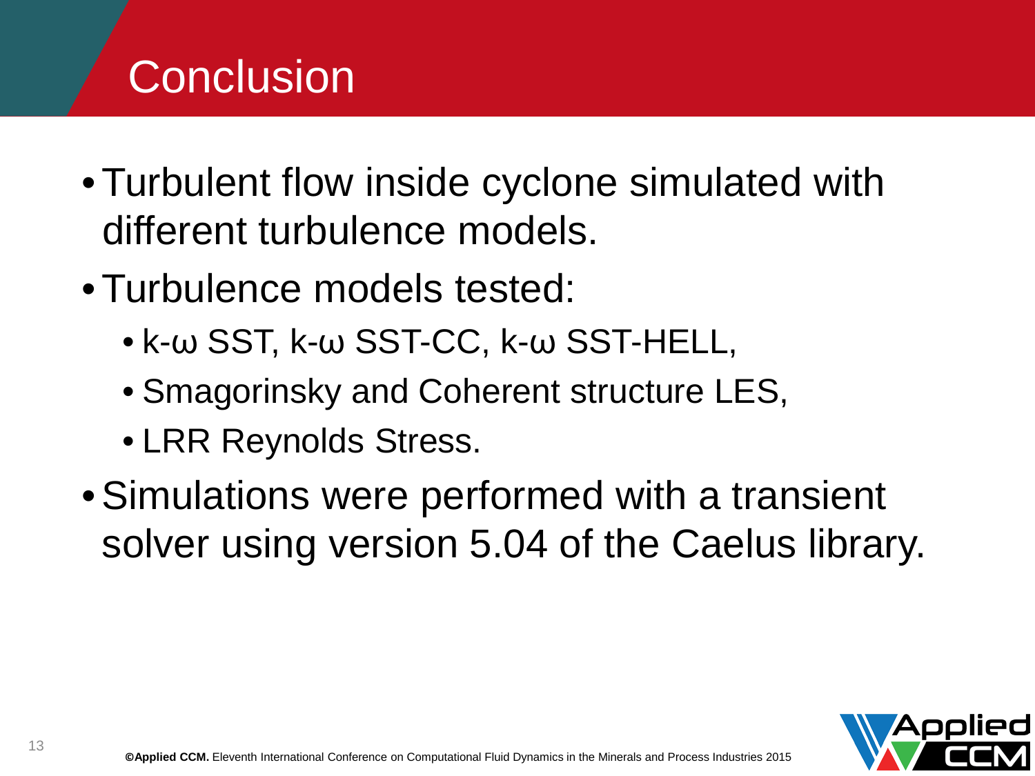# Conclusion

- Turbulent flow inside cyclone simulated with different turbulence models.
- Turbulence models tested:
  - k-ω SST, k-ω SST-CC, k-ω SST-HELL,
  - Smagorinsky and Coherent structure LES,
  - LRR Reynolds Stress.
- Simulations were performed with a transient solver using version 5.04 of the Caelus library.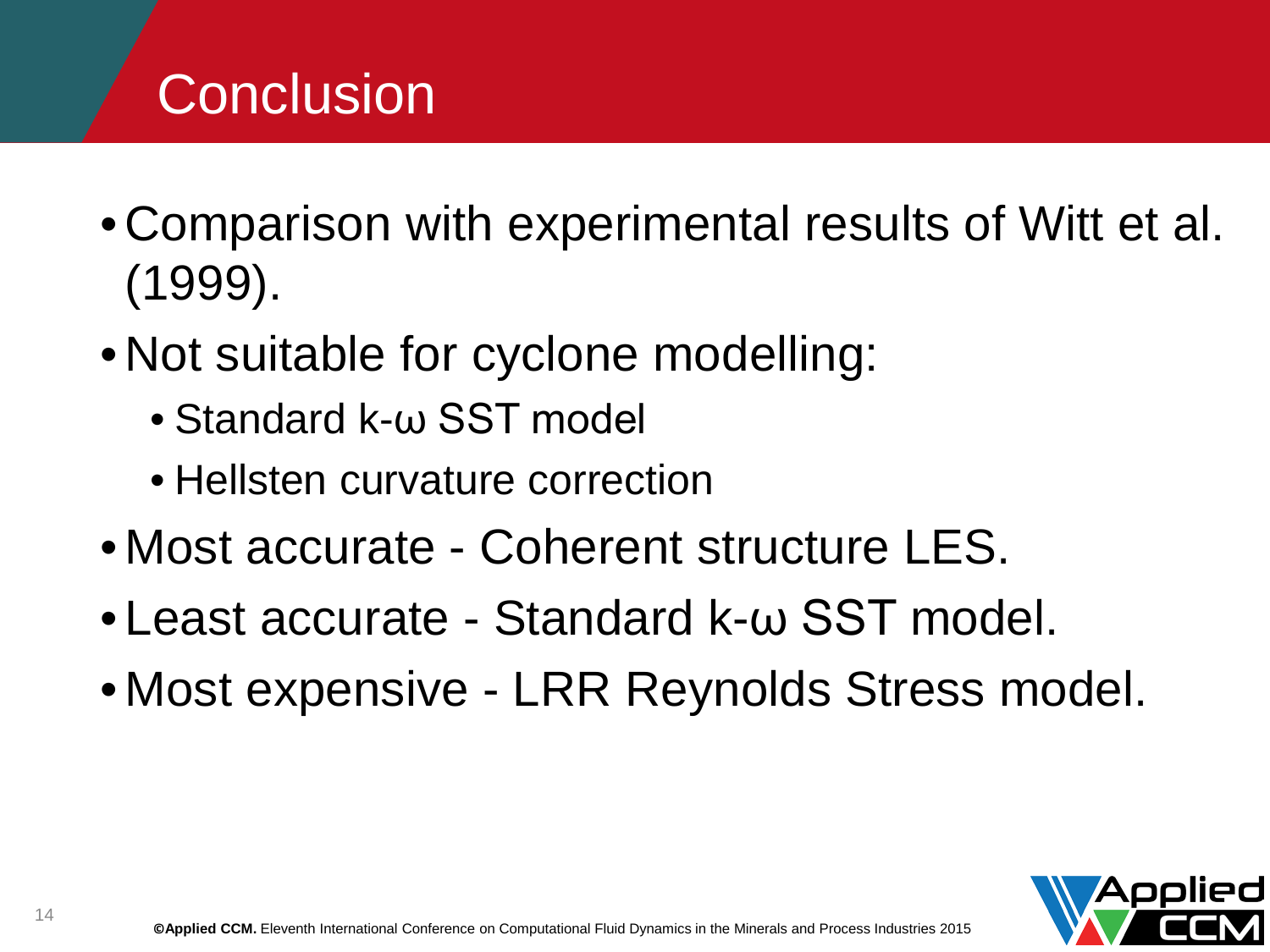# Conclusion

- Comparison with experimental results of Witt et al. (1999).
- Not suitable for cyclone modelling:
  - Standard k-ω SST model
  - Hellsten curvature correction
- Most accurate - Coherent structure LES.
- Least accurate - Standard k-ω SST model.
- Most expensive - LRR Reynolds Stress model.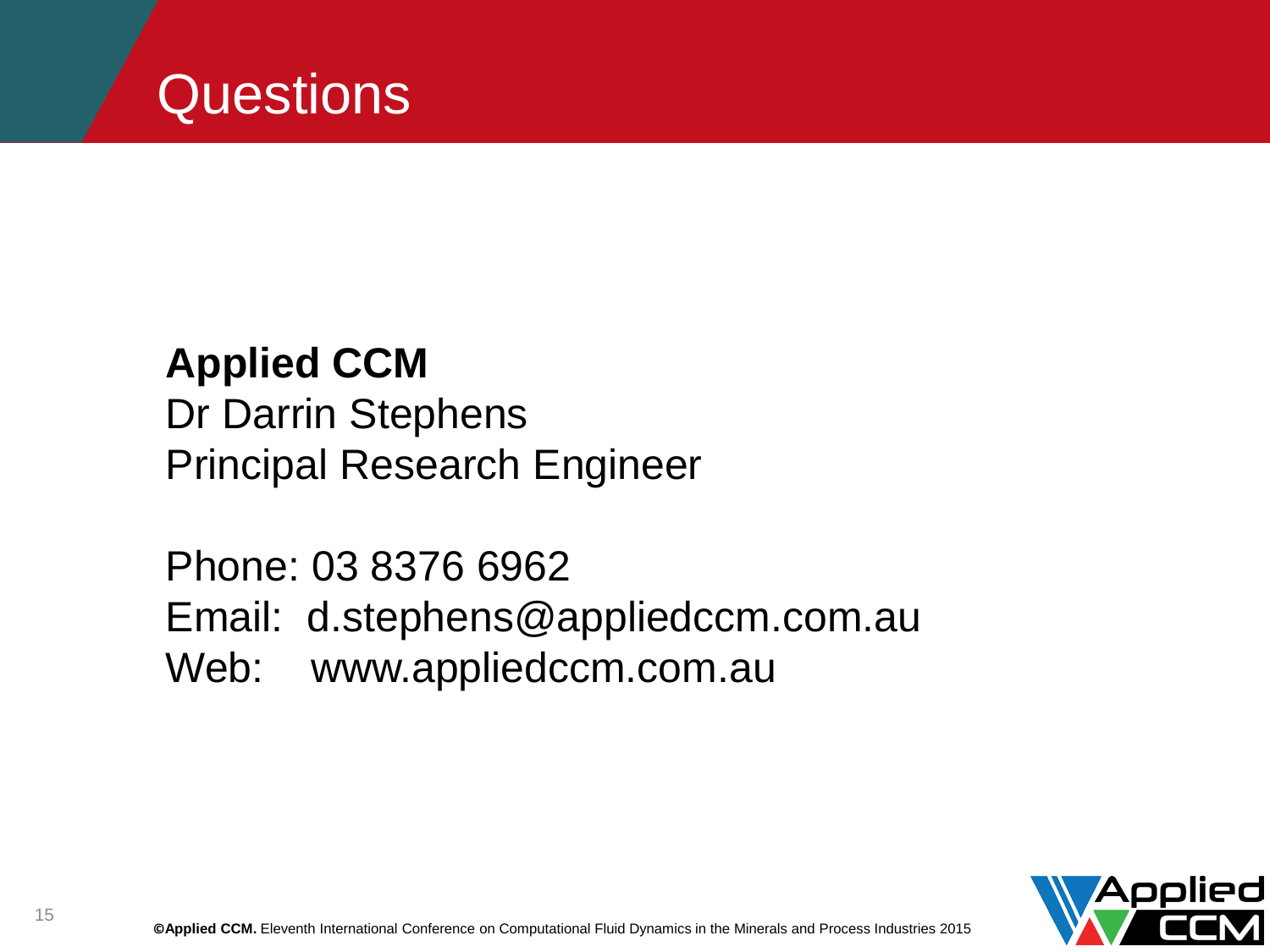# Questions

**Applied CCM**
Dr Darrin Stephens
Principal Research Engineer

Phone: 03 8376 6962
Email: d.stephens@appliedccm.com.au
Web: www.appliedccm.com.au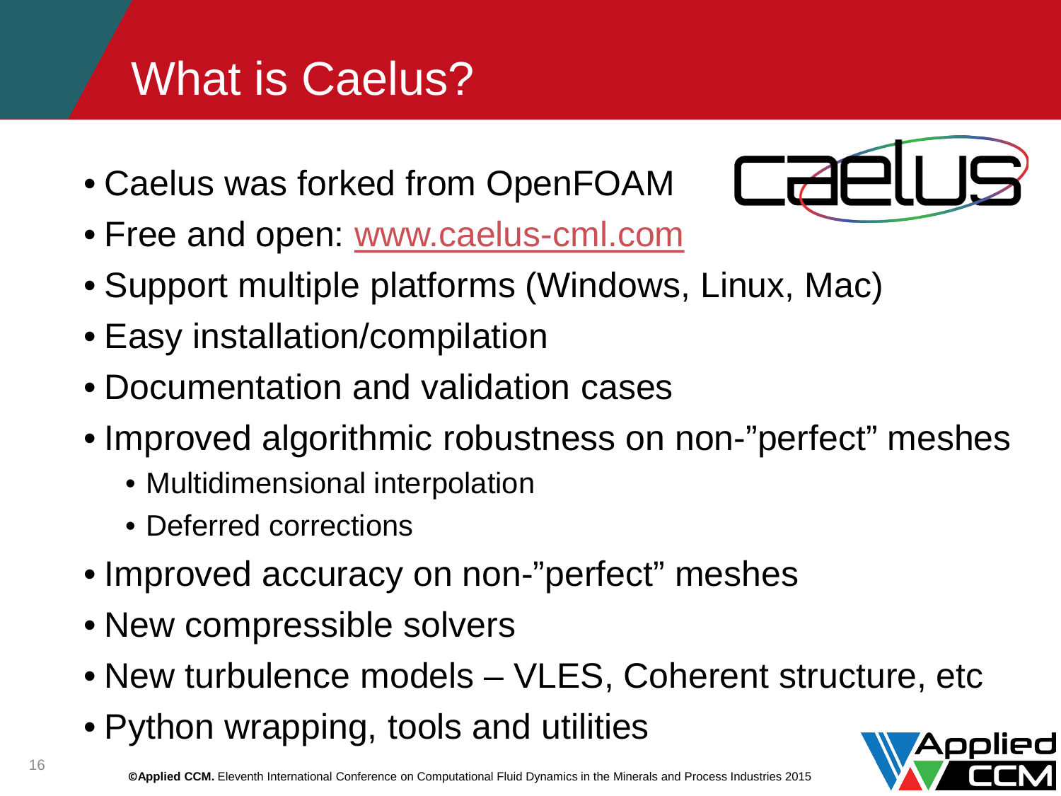# What is Caelus?

- Caelus was forked from OpenFOAM
- Free and open: www.caelus-cml.com
- Support multiple platforms (Windows, Linux, Mac)
- Easy installation/compilation
- Documentation and validation cases
- Improved algorithmic robustness on non-"perfect" meshes
    - Multidimensional interpolation
    - Deferred corrections
- Improved accuracy on non-"perfect" meshes
- New compressible solvers
- New turbulence models – VLES, Coherent structure, etc
- Python wrapping, tools and utilities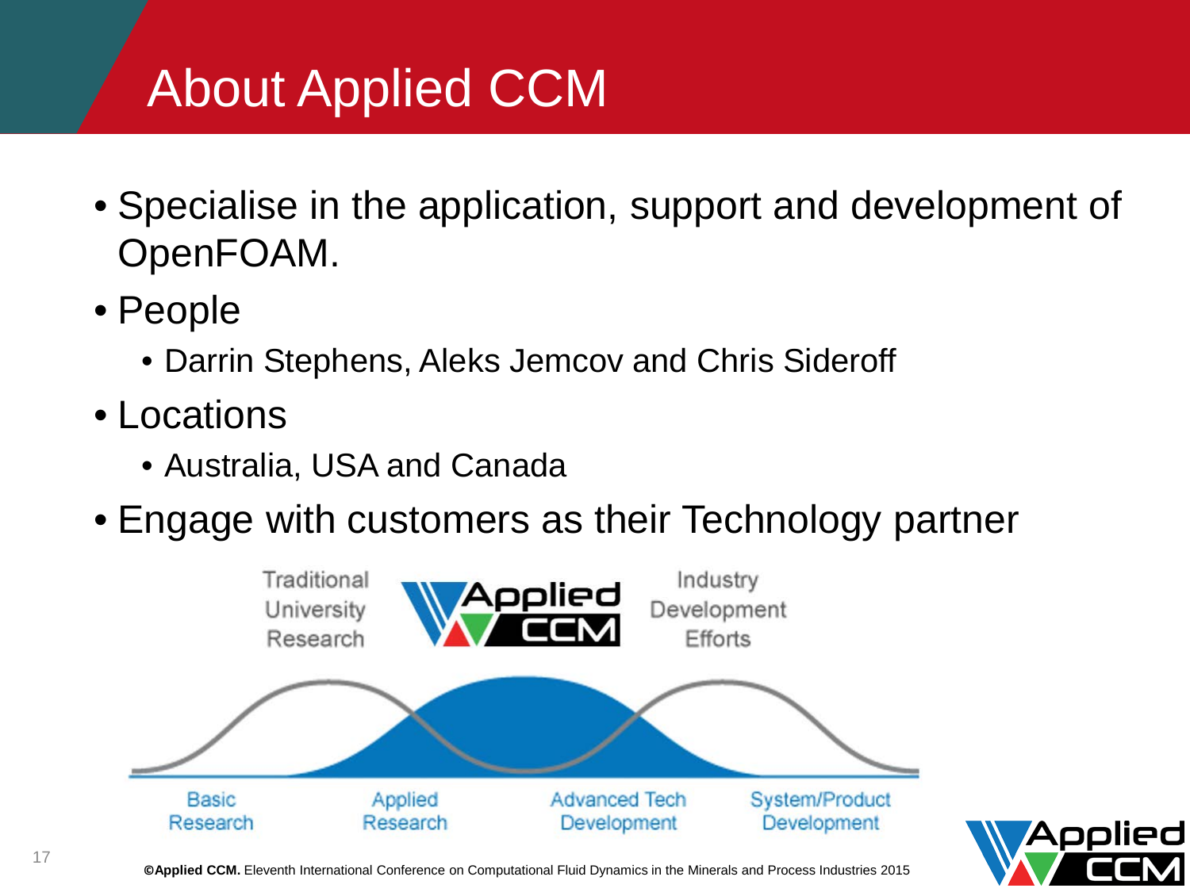# About Applied CCM

- Specialise in the application, support and development of OpenFOAM.
- People
  - Darrin Stephens, Aleks Jemcov and Chris Sideroff
- Locations
  - Australia, USA and Canada
- Engage with customers as their Technology partner

Traditional University Research

Applied CCM

Industry Development Efforts

Basic Research

Applied Research

Advanced Tech Development

System/Product Development

**©Applied CCM.** Eleventh International Conference on Computational Fluid Dynamics in the Minerals and Process Industries 2015